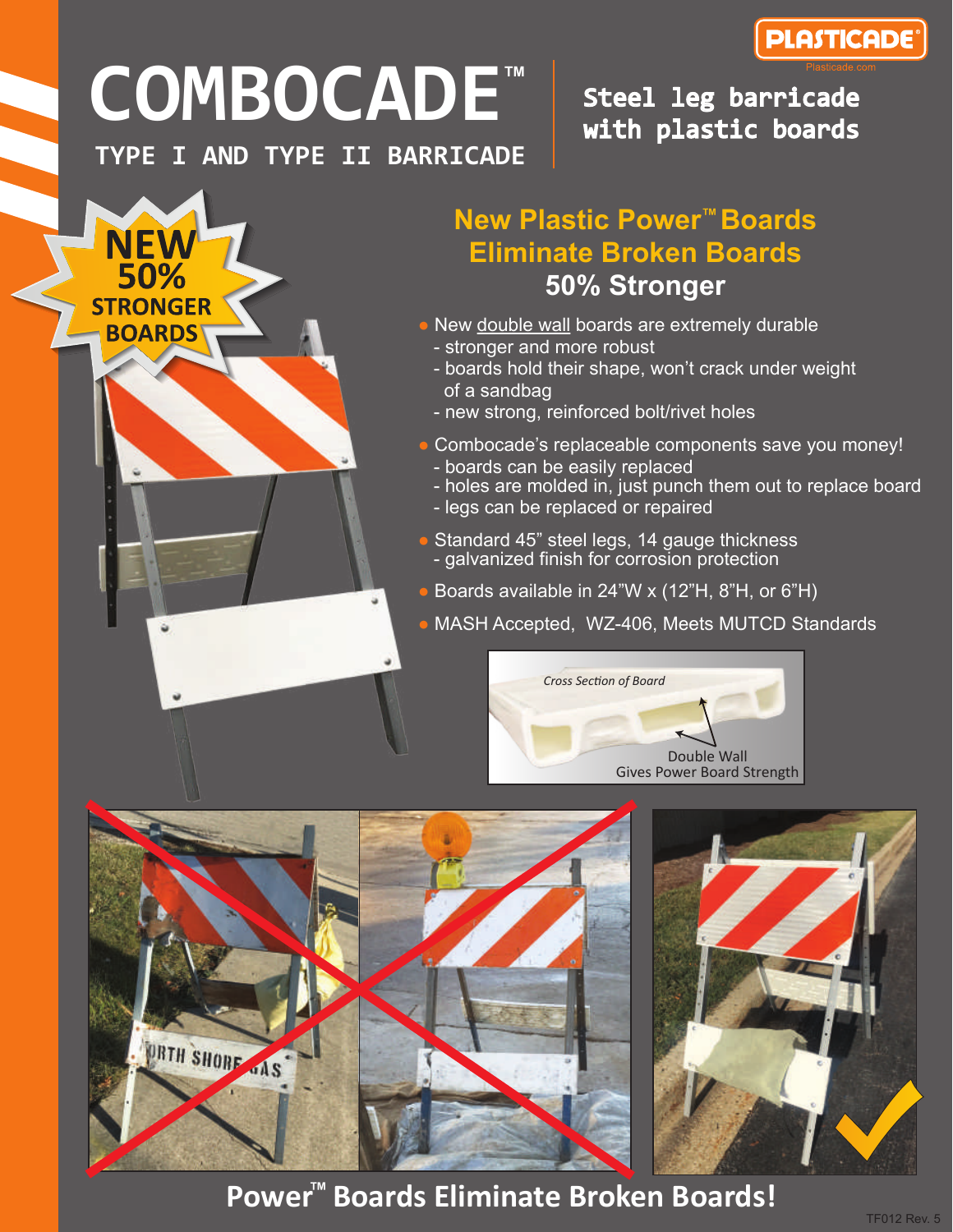PLASTICADE®
Plasticade.com

# COMBOCADE™

TYPE I AND TYPE II BARRICADE

**Steel leg barricade with plastic boards**

NEW 50% STRONGER BOARDS

## New Plastic Power™ Boards Eliminate Broken Boards

### 50% Stronger

- New double wall boards are extremely durable
  - stronger and more robust
  - boards hold their shape, won't crack under weight of a sandbag
  - new strong, reinforced bolt/rivet holes
- Combocade's replaceable components save you money!
  - boards can be easily replaced
  - holes are molded in, just punch them out to replace board
  - legs can be replaced or repaired
- Standard 45" steel legs, 14 gauge thickness
  - galvanized finish for corrosion protection
- Boards available in 24"W x (12"H, 8"H, or 6"H)
- MASH Accepted, WZ-406, Meets MUTCD Standards

*Cross Section of Board*

Double Wall Gives Power Board Strength

## Power™ Boards Eliminate Broken Boards!

TF012 Rev. 5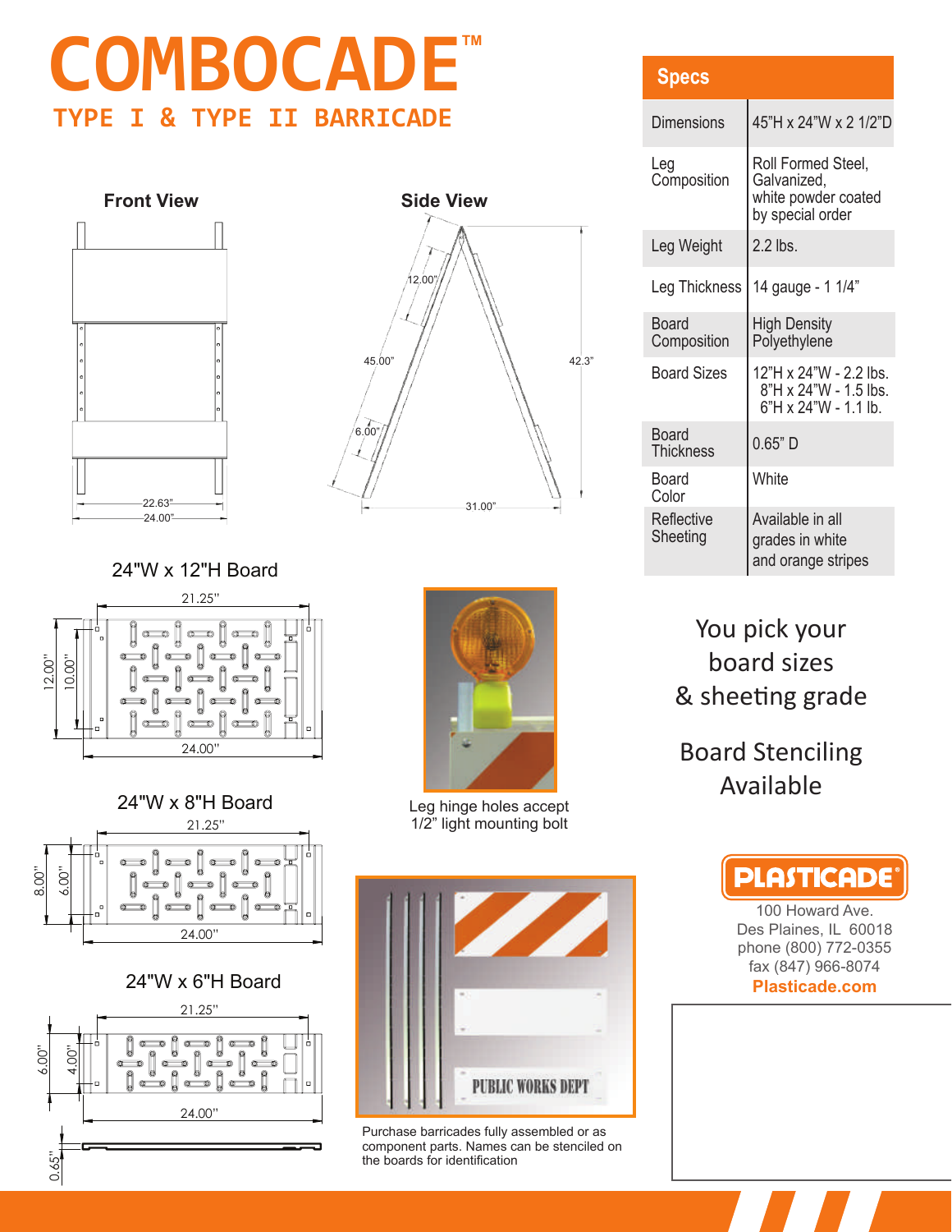# COMBOCADE™

## TYPE I & TYPE II BARRICADE

### Front View

22.63"
24.00"

### Side View

12.00"
45.00"
42.3"
6.00"
31.00"

### 24"W x 12"H Board

21.25"
12.00"
10.00"
24.00"

### 24"W x 8"H Board

21.25"
8.00"
6.00"
24.00"

### 24"W x 6"H Board

21.25"
6.00"
4.00"
24.00"
0.65"

Leg hinge holes accept 1/2" light mounting bolt

PUBLIC WORKS DEPT

Purchase barricades fully assembled or as component parts. Names can be stenciled on the boards for identification

| Specs | |
|---|---|
| Dimensions | 45"H x 24"W x 2 1/2"D |
| Leg Composition | Roll Formed Steel, Galvanized, white powder coated by special order |
| Leg Weight | 2.2 lbs. |
| Leg Thickness | 14 gauge - 1 1/4" |
| Board Composition | High Density Polyethylene |
| Board Sizes | 12"H x 24"W - 2.2 lbs.<br>8"H x 24"W - 1.5 lbs.<br>6"H x 24"W - 1.1 lb. |
| Board Thickness | 0.65" D |
| Board Color | White |
| Reflective Sheeting | Available in all grades in white and orange stripes |

You pick your board sizes & sheeting grade

Board Stenciling Available

**PLASTICADE®**

100 Howard Ave.
Des Plaines, IL 60018
phone (800) 772-0355
fax (847) 966-8074
**Plasticade.com**